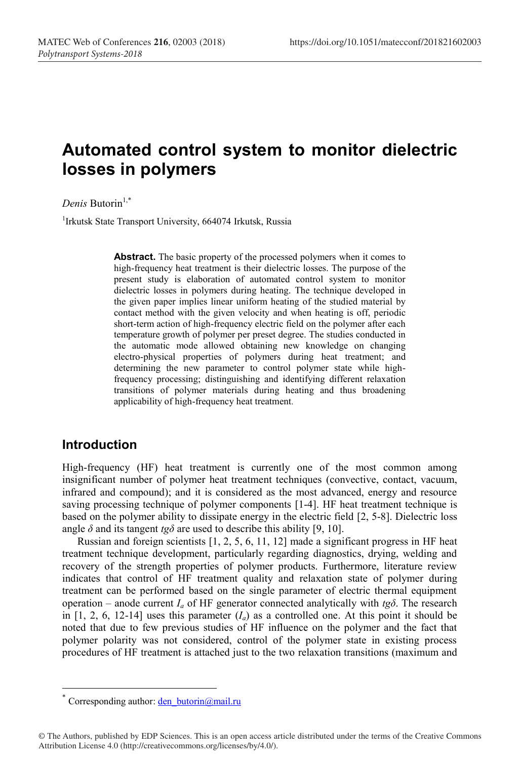# Automated control system to monitor dielectric losses in polymers

*Denis* Butorin[1,*]

[1]Irkutsk State Transport University, 664074 Irkutsk, Russia

**Abstract.** The basic property of the processed polymers when it comes to high-frequency heat treatment is their dielectric losses. The purpose of the present study is elaboration of automated control system to monitor dielectric losses in polymers during heating. The technique developed in the given paper implies linear uniform heating of the studied material by contact method with the given velocity and when heating is off, periodic short-term action of high-frequency electric field on the polymer after each temperature growth of polymer per preset degree. The studies conducted in the automatic mode allowed obtaining new knowledge on changing electro-physical properties of polymers during heat treatment; and determining the new parameter to control polymer state while high-frequency processing; distinguishing and identifying different relaxation transitions of polymer materials during heating and thus broadening applicability of high-frequency heat treatment.

## Introduction

High-frequency (HF) heat treatment is currently one of the most common among insignificant number of polymer heat treatment techniques (convective, contact, vacuum, infrared and compound); and it is considered as the most advanced, energy and resource saving processing technique of polymer components [1-4]. HF heat treatment technique is based on the polymer ability to dissipate energy in the electric field [2, 5-8]. Dielectric loss angle $\delta$ and its tangent $tg\delta$ are used to describe this ability [9, 10].

Russian and foreign scientists [1, 2, 5, 6, 11, 12] made a significant progress in HF heat treatment technique development, particularly regarding diagnostics, drying, welding and recovery of the strength properties of polymer products. Furthermore, literature review indicates that control of HF treatment quality and relaxation state of polymer during treatment can be performed based on the single parameter of electric thermal equipment operation – anode current $I_a$ of HF generator connected analytically with $tg\delta$. The research in [1, 2, 6, 12-14] uses this parameter ($I_a$) as a controlled one. At this point it should be noted that due to few previous studies of HF influence on the polymer and the fact that polymer polarity was not considered, control of the polymer state in existing process procedures of HF treatment is attached just to the two relaxation transitions (maximum and

* Corresponding author: den_butorin@mail.ru

© The Authors, published by EDP Sciences. This is an open access article distributed under the terms of the Creative Commons Attribution License 4.0 (http://creativecommons.org/licenses/by/4.0/).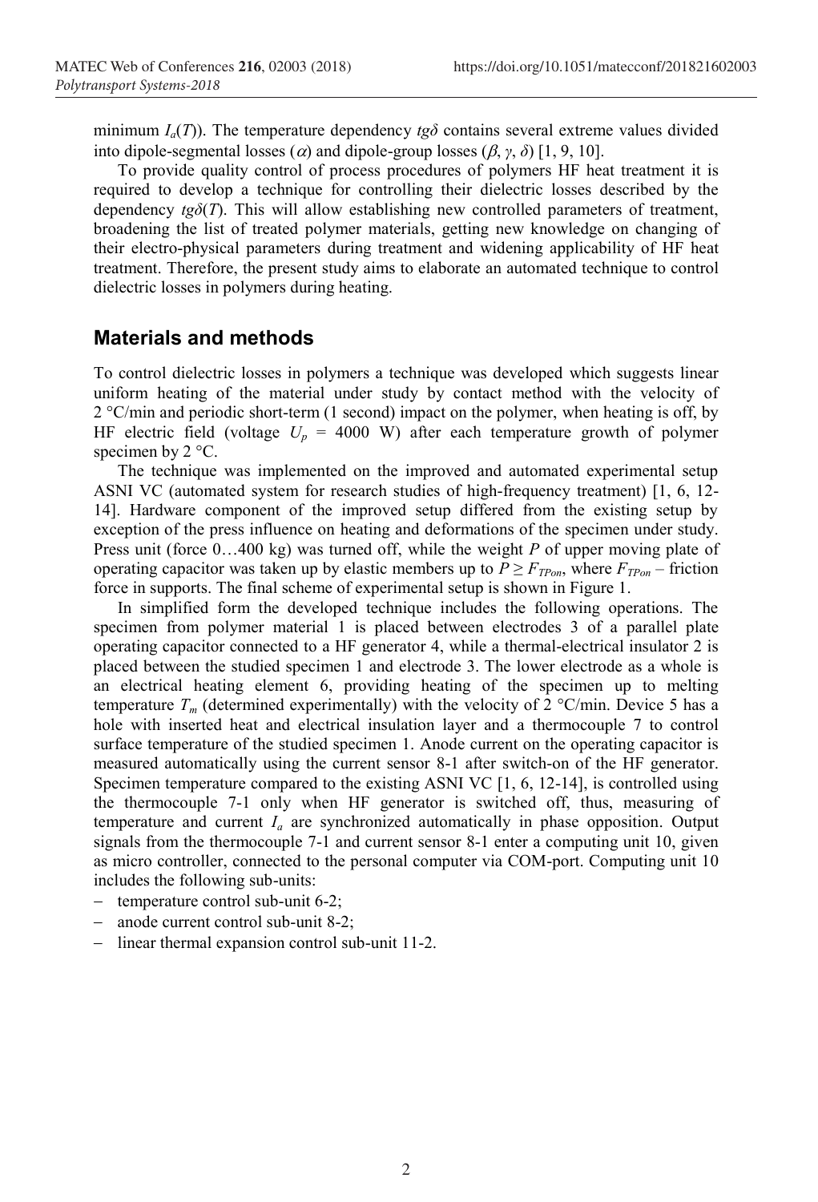minimum $I_a(T)$). The temperature dependency $tg\delta$ contains several extreme values divided into dipole-segmental losses ($\alpha$) and dipole-group losses ($\beta$, $\gamma$, $\delta$) [1, 9, 10].

To provide quality control of process procedures of polymers HF heat treatment it is required to develop a technique for controlling their dielectric losses described by the dependency $tg\delta(T)$. This will allow establishing new controlled parameters of treatment, broadening the list of treated polymer materials, getting new knowledge on changing of their electro-physical parameters during treatment and widening applicability of HF heat treatment. Therefore, the present study aims to elaborate an automated technique to control dielectric losses in polymers during heating.

## Materials and methods

To control dielectric losses in polymers a technique was developed which suggests linear uniform heating of the material under study by contact method with the velocity of 2 °C/min and periodic short-term (1 second) impact on the polymer, when heating is off, by HF electric field (voltage $U_p$ = 4000 W) after each temperature growth of polymer specimen by 2 °C.

The technique was implemented on the improved and automated experimental setup ASNI VC (automated system for research studies of high-frequency treatment) [1, 6, 12-14]. Hardware component of the improved setup differed from the existing setup by exception of the press influence on heating and deformations of the specimen under study. Press unit (force 0…400 kg) was turned off, while the weight $P$ of upper moving plate of operating capacitor was taken up by elastic members up to $P \geq F_{TPon}$, where $F_{TPon}$ – friction force in supports. The final scheme of experimental setup is shown in Figure 1.

In simplified form the developed technique includes the following operations. The specimen from polymer material 1 is placed between electrodes 3 of a parallel plate operating capacitor connected to a HF generator 4, while a thermal-electrical insulator 2 is placed between the studied specimen 1 and electrode 3. The lower electrode as a whole is an electrical heating element 6, providing heating of the specimen up to melting temperature $T_m$ (determined experimentally) with the velocity of 2 °C/min. Device 5 has a hole with inserted heat and electrical insulation layer and a thermocouple 7 to control surface temperature of the studied specimen 1. Anode current on the operating capacitor is measured automatically using the current sensor 8-1 after switch-on of the HF generator. Specimen temperature compared to the existing ASNI VC [1, 6, 12-14], is controlled using the thermocouple 7-1 only when HF generator is switched off, thus, measuring of temperature and current $I_a$ are synchronized automatically in phase opposition. Output signals from the thermocouple 7-1 and current sensor 8-1 enter a computing unit 10, given as micro controller, connected to the personal computer via COM-port. Computing unit 10 includes the following sub-units:

- temperature control sub-unit 6-2;
- anode current control sub-unit 8-2;
- linear thermal expansion control sub-unit 11-2.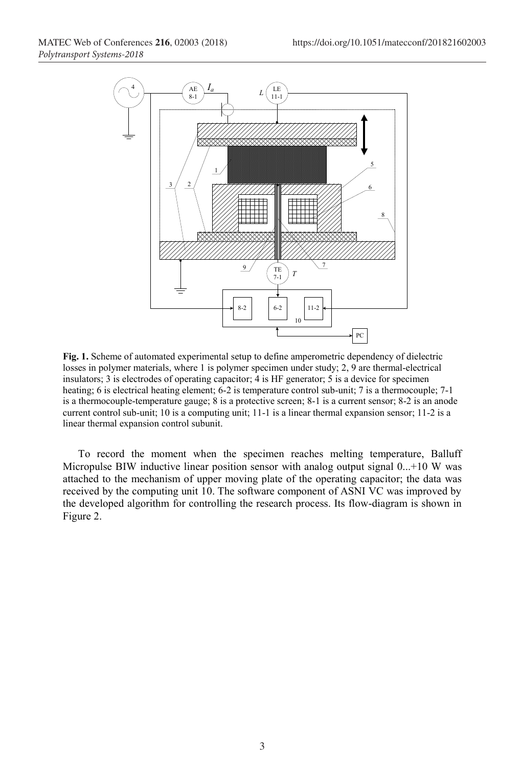**Fig. 1.** Scheme of automated experimental setup to define amperometric dependency of dielectric losses in polymer materials, where 1 is polymer specimen under study; 2, 9 are thermal-electrical insulators; 3 is electrodes of operating capacitor; 4 is HF generator; 5 is a device for specimen heating; 6 is electrical heating element; 6-2 is temperature control sub-unit; 7 is a thermocouple; 7-1 is a thermocouple-temperature gauge; 8 is a protective screen; 8-1 is a current sensor; 8-2 is an anode current control sub-unit; 10 is a computing unit; 11-1 is a linear thermal expansion sensor; 11-2 is a linear thermal expansion control subunit.

To record the moment when the specimen reaches melting temperature, Balluff Micropulse BIW inductive linear position sensor with analog output signal 0...+10 W was attached to the mechanism of upper moving plate of the operating capacitor; the data was received by the computing unit 10. The software component of ASNI VC was improved by the developed algorithm for controlling the research process. Its flow-diagram is shown in Figure 2.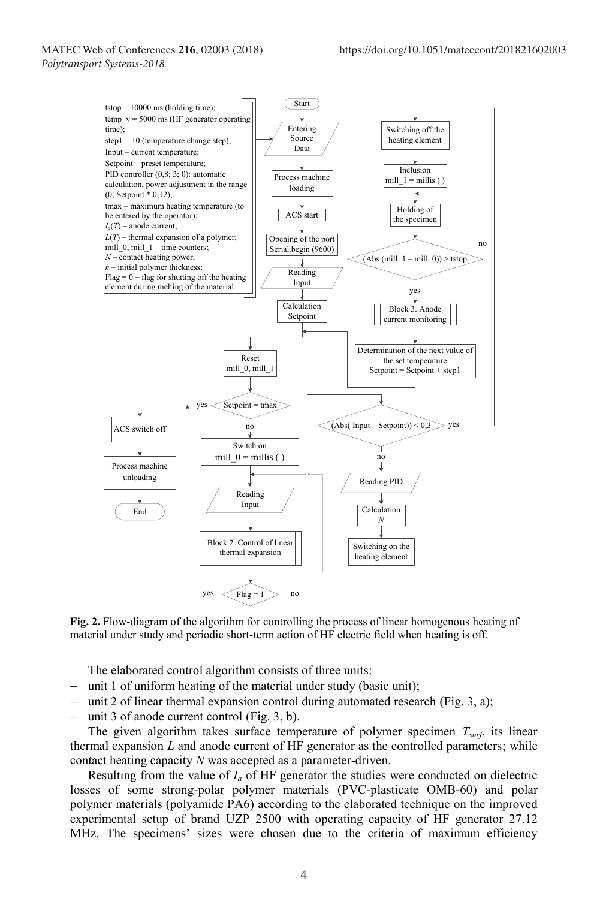tstop = 10000 ms (holding time);
temp_v = 5000 ms (HF generator operating time);
step1 = 10 (temperature change step);
Input – current temperature;
Setpoint – preset temperature;
PID controller (0,8; 3; 0): automatic calculation, power adjustment in the range (0; Setpoint * 0,12);
tmax – maximum heating temperature (to be entered by the operator);
$I_a(T)$ – anode current;
$L(T)$ – thermal expansion of a polymer;
mill_0, mill_1 – time counters;
$N$ – contact heating power;
$h$ – initial polymer thickness;
Flag = 0 – flag for shutting off the heating element during melting of the material

Start → Entering Source Data → Process machine loading → ACS start → Opening of the port Serial.begin (9600) → Reading Input → Calculation Setpoint → Reset mill_0, mill_1 → Setpoint = tmax

- yes → ACS switch off → Process machine unloading → End
- no → Switch on mill_0 = millis ( ) → Reading Input → Block 2. Control of linear thermal expansion → Flag = 1
  - yes → back to Setpoint = tmax
  - no → (Abs( Input – Setpoint)) < 0,3
    - no → Reading PID → Calculation N → Switching on the heating element → back to Reading Input
    - yes → Switching off the heating element → Inclusion mill_1 = millis ( ) → Holding of the specimen → (Abs (mill_1 – mill_0)) > tstop
      - no → back to Holding of the specimen
      - yes → Block 3. Anode current monitoring → Determination of the next value of the set temperature Setpoint = Setpoint + step1 → back to Calculation Setpoint

**Fig. 2.** Flow-diagram of the algorithm for controlling the process of linear homogenous heating of material under study and periodic short-term action of HF electric field when heating is off.

The elaborated control algorithm consists of three units:

- unit 1 of uniform heating of the material under study (basic unit);
- unit 2 of linear thermal expansion control during automated research (Fig. 3, a);
- unit 3 of anode current control (Fig. 3, b).

The given algorithm takes surface temperature of polymer specimen $T_{surf}$, its linear thermal expansion $L$ and anode current of HF generator as the controlled parameters; while contact heating capacity $N$ was accepted as a parameter-driven.

Resulting from the value of $I_a$ of HF generator the studies were conducted on dielectric losses of some strong-polar polymer materials (PVC-plasticate OMB-60) and polar polymer materials (polyamide PA6) according to the elaborated technique on the improved experimental setup of brand UZP 2500 with operating capacity of HF generator 27.12 MHz. The specimens' sizes were chosen due to the criteria of maximum efficiency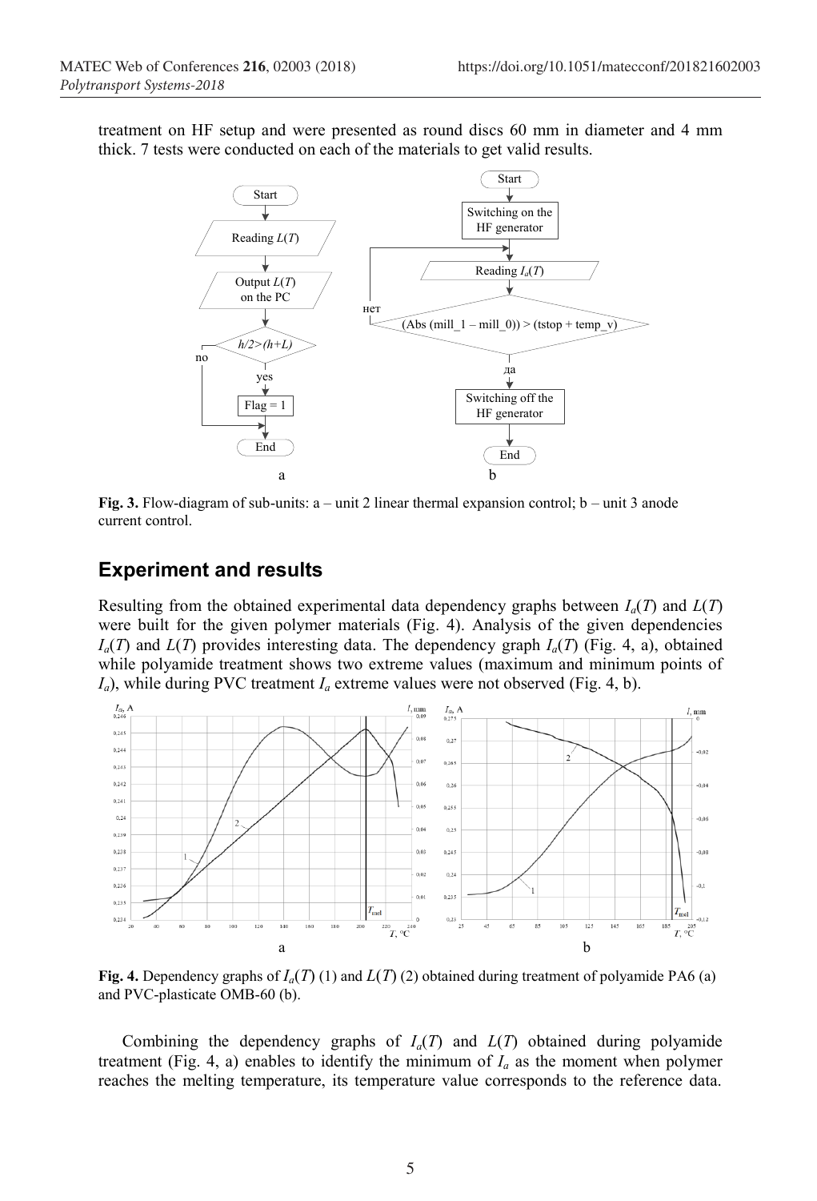treatment on HF setup and were presented as round discs 60 mm in diameter and 4 mm thick. 7 tests were conducted on each of the materials to get valid results.

**Fig. 3.** Flow-diagram of sub-units: a – unit 2 linear thermal expansion control; b – unit 3 anode current control.

## Experiment and results

Resulting from the obtained experimental data dependency graphs between $I_a(T)$ and $L(T)$ were built for the given polymer materials (Fig. 4). Analysis of the given dependencies $I_a(T)$ and $L(T)$ provides interesting data. The dependency graph $I_a(T)$ (Fig. 4, a), obtained while polyamide treatment shows two extreme values (maximum and minimum points of $I_a$), while during PVC treatment $I_a$ extreme values were not observed (Fig. 4, b).

**Fig. 4.** Dependency graphs of $I_a(T)$ (1) and $L(T)$ (2) obtained during treatment of polyamide PA6 (a) and PVC-plasticate OMB-60 (b).

Combining the dependency graphs of $I_a(T)$ and $L(T)$ obtained during polyamide treatment (Fig. 4, a) enables to identify the minimum of $I_a$ as the moment when polymer reaches the melting temperature, its temperature value corresponds to the reference data.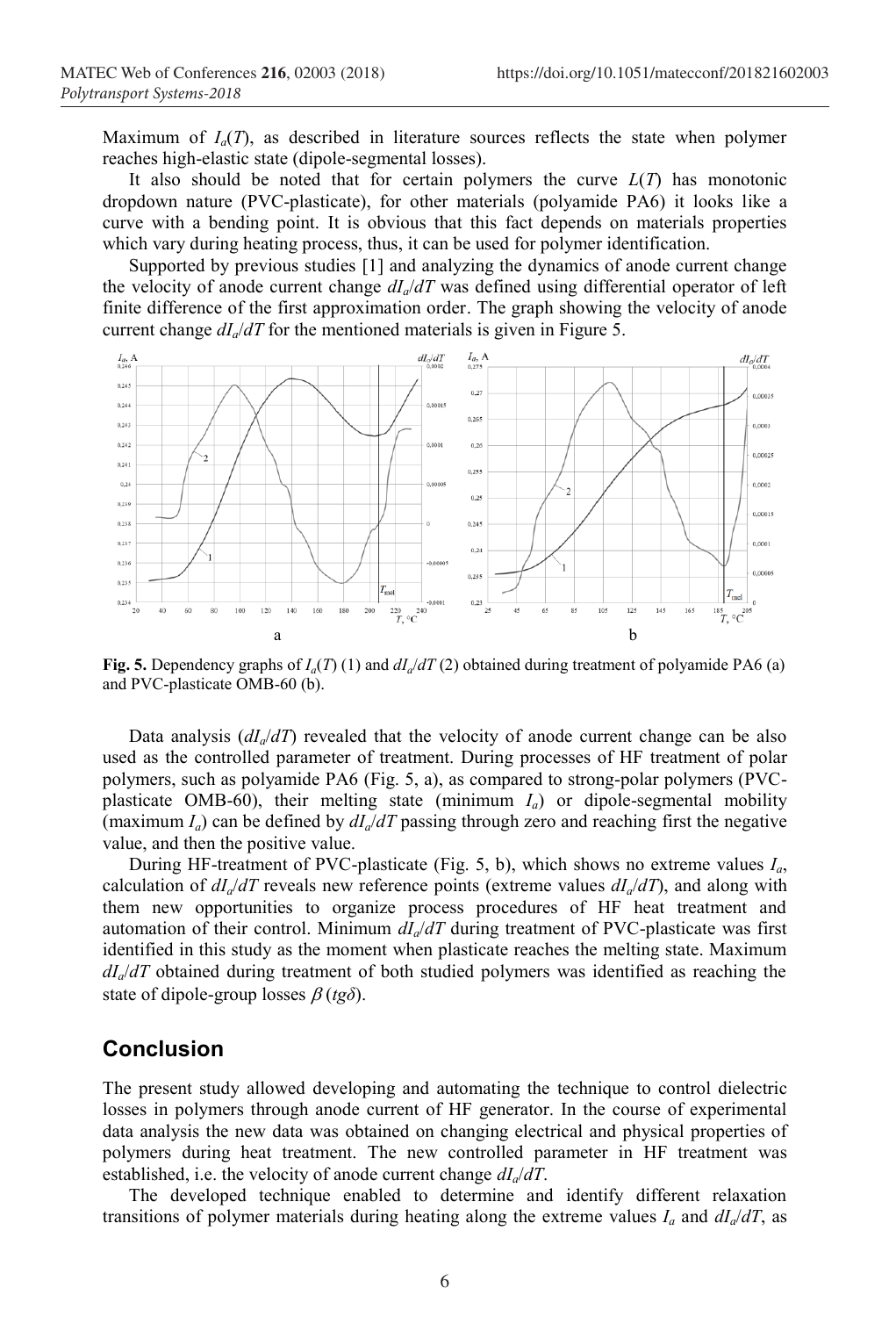Maximum of $I_a(T)$, as described in literature sources reflects the state when polymer reaches high-elastic state (dipole-segmental losses).

It also should be noted that for certain polymers the curve $L(T)$ has monotonic dropdown nature (PVC-plasticate), for other materials (polyamide PA6) it looks like a curve with a bending point. It is obvious that this fact depends on materials properties which vary during heating process, thus, it can be used for polymer identification.

Supported by previous studies [1] and analyzing the dynamics of anode current change the velocity of anode current change $dI_a/dT$ was defined using differential operator of left finite difference of the first approximation order. The graph showing the velocity of anode current change $dI_a/dT$ for the mentioned materials is given in Figure 5.

**Fig. 5.** Dependency graphs of $I_a(T)$ (1) and $dI_a/dT$ (2) obtained during treatment of polyamide PA6 (a) and PVC-plasticate OMB-60 (b).

Data analysis ($dI_a/dT$) revealed that the velocity of anode current change can be also used as the controlled parameter of treatment. During processes of HF treatment of polar polymers, such as polyamide PA6 (Fig. 5, a), as compared to strong-polar polymers (PVC-plasticate OMB-60), their melting state (minimum $I_a$) or dipole-segmental mobility (maximum $I_a$) can be defined by $dI_a/dT$ passing through zero and reaching first the negative value, and then the positive value.

During HF-treatment of PVC-plasticate (Fig. 5, b), which shows no extreme values $I_a$, calculation of $dI_a/dT$ reveals new reference points (extreme values $dI_a/dT$), and along with them new opportunities to organize process procedures of HF heat treatment and automation of their control. Minimum $dI_a/dT$ during treatment of PVC-plasticate was first identified in this study as the moment when plasticate reaches the melting state. Maximum $dI_a/dT$ obtained during treatment of both studied polymers was identified as reaching the state of dipole-group losses $\beta$ ($tg\delta$).

## Conclusion

The present study allowed developing and automating the technique to control dielectric losses in polymers through anode current of HF generator. In the course of experimental data analysis the new data was obtained on changing electrical and physical properties of polymers during heat treatment. The new controlled parameter in HF treatment was established, i.e. the velocity of anode current change $dI_a/dT$.

The developed technique enabled to determine and identify different relaxation transitions of polymer materials during heating along the extreme values $I_a$ and $dI_a/dT$, as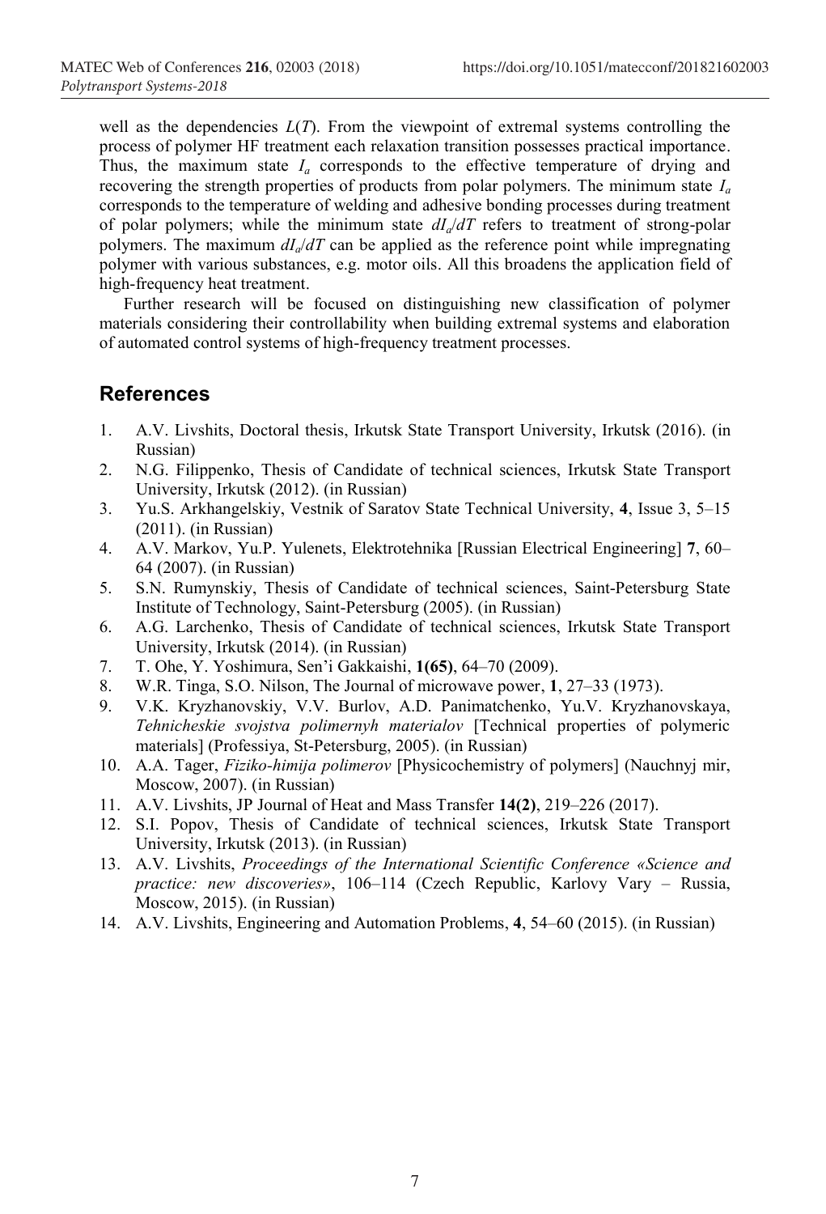well as the dependencies $L(T)$. From the viewpoint of extremal systems controlling the process of polymer HF treatment each relaxation transition possesses practical importance. Thus, the maximum state $I_a$ corresponds to the effective temperature of drying and recovering the strength properties of products from polar polymers. The minimum state $I_a$ corresponds to the temperature of welding and adhesive bonding processes during treatment of polar polymers; while the minimum state $dI_a/dT$ refers to treatment of strong-polar polymers. The maximum $dI_a/dT$ can be applied as the reference point while impregnating polymer with various substances, e.g. motor oils. All this broadens the application field of high-frequency heat treatment.

Further research will be focused on distinguishing new classification of polymer materials considering their controllability when building extremal systems and elaboration of automated control systems of high-frequency treatment processes.

## References

1. A.V. Livshits, Doctoral thesis, Irkutsk State Transport University, Irkutsk (2016). (in Russian)
2. N.G. Filippenko, Thesis of Candidate of technical sciences, Irkutsk State Transport University, Irkutsk (2012). (in Russian)
3. Yu.S. Arkhangelskiy, Vestnik of Saratov State Technical University, **4**, Issue 3, 5–15 (2011). (in Russian)
4. A.V. Markov, Yu.P. Yulenets, Elektrotehnika [Russian Electrical Engineering] **7**, 60–64 (2007). (in Russian)
5. S.N. Rumynskiy, Thesis of Candidate of technical sciences, Saint-Petersburg State Institute of Technology, Saint-Petersburg (2005). (in Russian)
6. A.G. Larchenko, Thesis of Candidate of technical sciences, Irkutsk State Transport University, Irkutsk (2014). (in Russian)
7. T. Ohe, Y. Yoshimura, Sen'i Gakkaishi, **1(65)**, 64–70 (2009).
8. W.R. Tinga, S.O. Nilson, The Journal of microwave power, **1**, 27–33 (1973).
9. V.K. Kryzhanovskiy, V.V. Burlov, A.D. Panimatchenko, Yu.V. Kryzhanovskaya, *Tehnicheskie svojstva polimernyh materialov* [Technical properties of polymeric materials] (Professiya, St-Petersburg, 2005). (in Russian)
10. A.A. Tager, *Fiziko-himija polimerov* [Physicochemistry of polymers] (Nauchnyj mir, Moscow, 2007). (in Russian)
11. A.V. Livshits, JP Journal of Heat and Mass Transfer **14(2)**, 219–226 (2017).
12. S.I. Popov, Thesis of Candidate of technical sciences, Irkutsk State Transport University, Irkutsk (2013). (in Russian)
13. A.V. Livshits, *Proceedings of the International Scientific Conference «Science and practice: new discoveries»*, 106–114 (Czech Republic, Karlovy Vary – Russia, Moscow, 2015). (in Russian)
14. A.V. Livshits, Engineering and Automation Problems, **4**, 54–60 (2015). (in Russian)